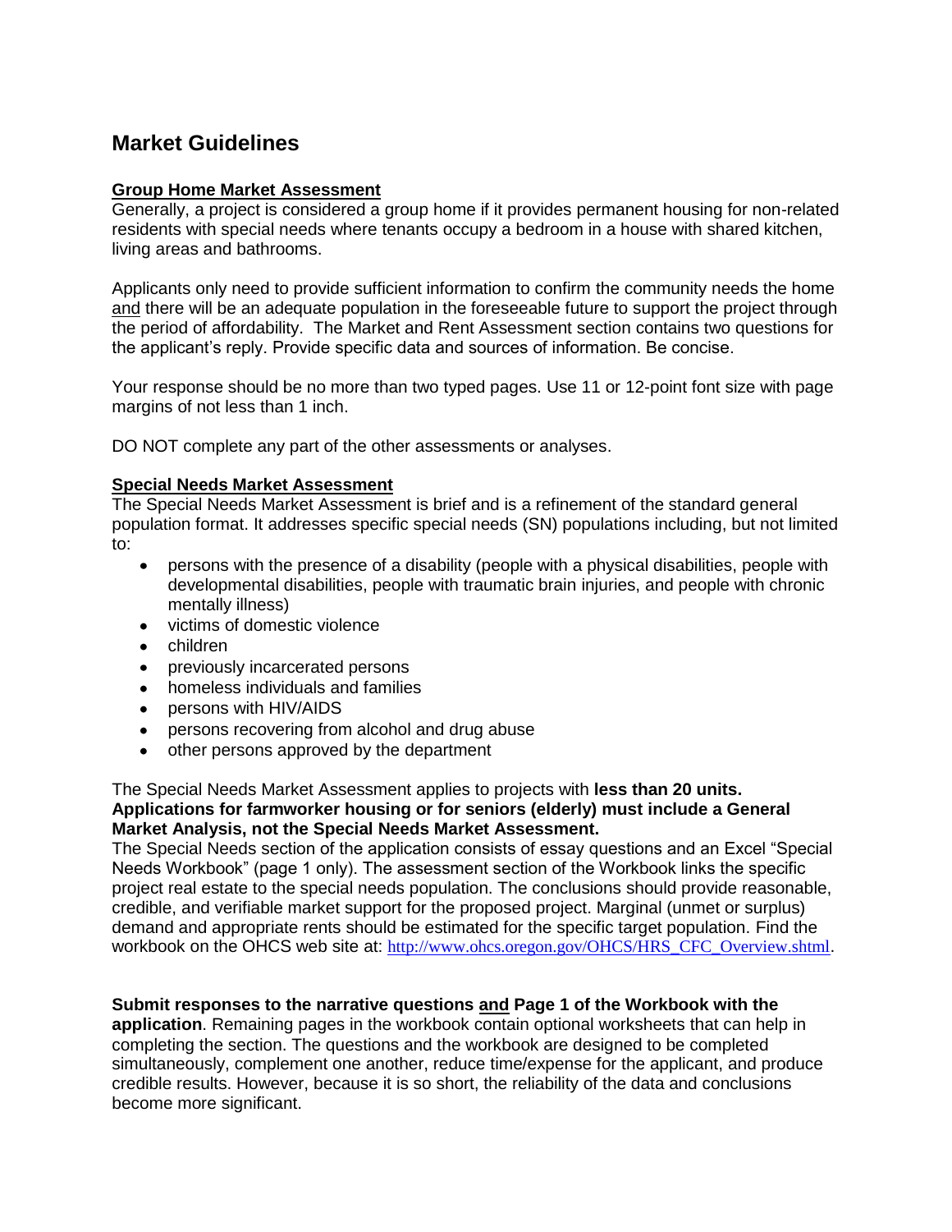# Market Guidelines

## Group Home Market Assessment

Generally, a project is considered a group home if it provides permanent housing for non-related residents with special needs where tenants occupy a bedroom in a house with shared kitchen, living areas and bathrooms.

Applicants only need to provide sufficient information to confirm the community needs the home and there will be an adequate population in the foreseeable future to support the project through the period of affordability. The Market and Rent Assessment section contains two questions for the applicant's reply. Provide specific data and sources of information. Be concise.

Your response should be no more than two typed pages. Use 11 or 12-point font size with page margins of not less than 1 inch.

DO NOT complete any part of the other assessments or analyses.

## Special Needs Market Assessment

The Special Needs Market Assessment is brief and is a refinement of the standard general population format. It addresses specific special needs (SN) populations including, but not limited to:

- persons with the presence of a disability (people with a physical disabilities, people with developmental disabilities, people with traumatic brain injuries, and people with chronic mentally illness)
- victims of domestic violence
- children
- previously incarcerated persons
- homeless individuals and families
- persons with HIV/AIDS
- persons recovering from alcohol and drug abuse
- other persons approved by the department

The Special Needs Market Assessment applies to projects with **less than 20 units. Applications for farmworker housing or for seniors (elderly) must include a General Market Analysis, not the Special Needs Market Assessment.**

The Special Needs section of the application consists of essay questions and an Excel "Special Needs Workbook" (page 1 only). The assessment section of the Workbook links the specific project real estate to the special needs population. The conclusions should provide reasonable, credible, and verifiable market support for the proposed project. Marginal (unmet or surplus) demand and appropriate rents should be estimated for the specific target population. Find the workbook on the OHCS web site at: http://www.ohcs.oregon.gov/OHCS/HRS_CFC_Overview.shtml.

**Submit responses to the narrative questions and Page 1 of the Workbook with the application**. Remaining pages in the workbook contain optional worksheets that can help in completing the section. The questions and the workbook are designed to be completed simultaneously, complement one another, reduce time/expense for the applicant, and produce credible results. However, because it is so short, the reliability of the data and conclusions become more significant.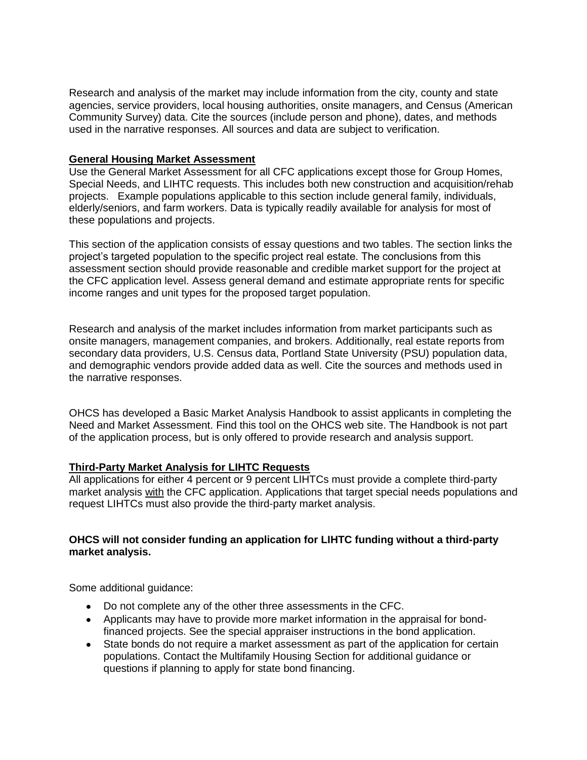Research and analysis of the market may include information from the city, county and state agencies, service providers, local housing authorities, onsite managers, and Census (American Community Survey) data. Cite the sources (include person and phone), dates, and methods used in the narrative responses. All sources and data are subject to verification.

**General Housing Market Assessment**

Use the General Market Assessment for all CFC applications except those for Group Homes, Special Needs, and LIHTC requests. This includes both new construction and acquisition/rehab projects. Example populations applicable to this section include general family, individuals, elderly/seniors, and farm workers. Data is typically readily available for analysis for most of these populations and projects.

This section of the application consists of essay questions and two tables. The section links the project's targeted population to the specific project real estate. The conclusions from this assessment section should provide reasonable and credible market support for the project at the CFC application level. Assess general demand and estimate appropriate rents for specific income ranges and unit types for the proposed target population.

Research and analysis of the market includes information from market participants such as onsite managers, management companies, and brokers. Additionally, real estate reports from secondary data providers, U.S. Census data, Portland State University (PSU) population data, and demographic vendors provide added data as well. Cite the sources and methods used in the narrative responses.

OHCS has developed a Basic Market Analysis Handbook to assist applicants in completing the Need and Market Assessment. Find this tool on the OHCS web site. The Handbook is not part of the application process, but is only offered to provide research and analysis support.

**Third-Party Market Analysis for LIHTC Requests**

All applications for either 4 percent or 9 percent LIHTCs must provide a complete third-party market analysis with the CFC application. Applications that target special needs populations and request LIHTCs must also provide the third-party market analysis.

**OHCS will not consider funding an application for LIHTC funding without a third-party market analysis.**

Some additional guidance:

- Do not complete any of the other three assessments in the CFC.
- Applicants may have to provide more market information in the appraisal for bond-financed projects. See the special appraiser instructions in the bond application.
- State bonds do not require a market assessment as part of the application for certain populations. Contact the Multifamily Housing Section for additional guidance or questions if planning to apply for state bond financing.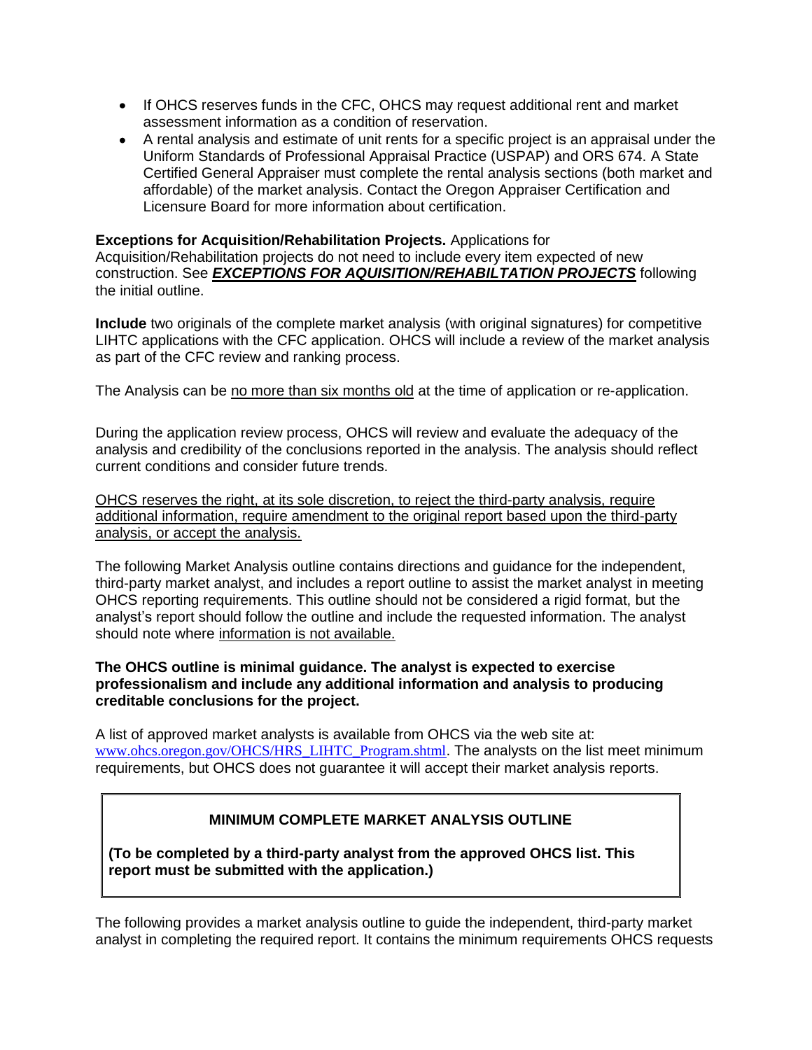- If OHCS reserves funds in the CFC, OHCS may request additional rent and market assessment information as a condition of reservation.
- A rental analysis and estimate of unit rents for a specific project is an appraisal under the Uniform Standards of Professional Appraisal Practice (USPAP) and ORS 674. A State Certified General Appraiser must complete the rental analysis sections (both market and affordable) of the market analysis. Contact the Oregon Appraiser Certification and Licensure Board for more information about certification.

**Exceptions for Acquisition/Rehabilitation Projects.** Applications for Acquisition/Rehabilitation projects do not need to include every item expected of new construction. See ***EXCEPTIONS FOR AQUISITION/REHABILTATION PROJECTS*** following the initial outline.

**Include** two originals of the complete market analysis (with original signatures) for competitive LIHTC applications with the CFC application. OHCS will include a review of the market analysis as part of the CFC review and ranking process.

The Analysis can be no more than six months old at the time of application or re-application.

During the application review process, OHCS will review and evaluate the adequacy of the analysis and credibility of the conclusions reported in the analysis. The analysis should reflect current conditions and consider future trends.

OHCS reserves the right, at its sole discretion, to reject the third-party analysis, require additional information, require amendment to the original report based upon the third-party analysis, or accept the analysis.

The following Market Analysis outline contains directions and guidance for the independent, third-party market analyst, and includes a report outline to assist the market analyst in meeting OHCS reporting requirements. This outline should not be considered a rigid format, but the analyst's report should follow the outline and include the requested information. The analyst should note where information is not available.

**The OHCS outline is minimal guidance. The analyst is expected to exercise professionalism and include any additional information and analysis to producing creditable conclusions for the project.**

A list of approved market analysts is available from OHCS via the web site at: www.ohcs.oregon.gov/OHCS/HRS_LIHTC_Program.shtml. The analysts on the list meet minimum requirements, but OHCS does not guarantee it will accept their market analysis reports.

**MINIMUM COMPLETE MARKET ANALYSIS OUTLINE**

**(To be completed by a third-party analyst from the approved OHCS list. This report must be submitted with the application.)**

The following provides a market analysis outline to guide the independent, third-party market analyst in completing the required report. It contains the minimum requirements OHCS requests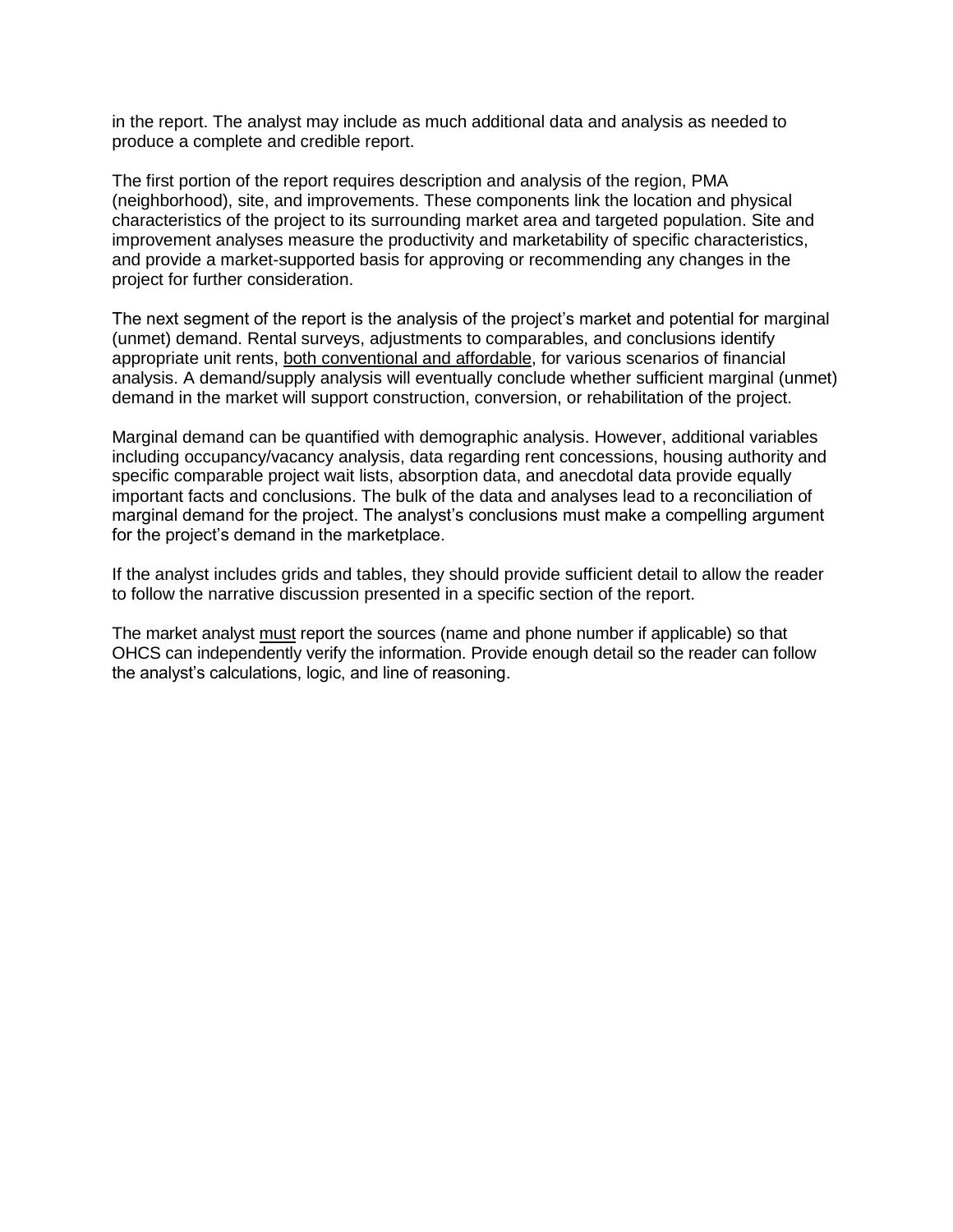in the report. The analyst may include as much additional data and analysis as needed to produce a complete and credible report.

The first portion of the report requires description and analysis of the region, PMA (neighborhood), site, and improvements. These components link the location and physical characteristics of the project to its surrounding market area and targeted population. Site and improvement analyses measure the productivity and marketability of specific characteristics, and provide a market-supported basis for approving or recommending any changes in the project for further consideration.

The next segment of the report is the analysis of the project's market and potential for marginal (unmet) demand. Rental surveys, adjustments to comparables, and conclusions identify appropriate unit rents, <u>both conventional and affordable</u>, for various scenarios of financial analysis. A demand/supply analysis will eventually conclude whether sufficient marginal (unmet) demand in the market will support construction, conversion, or rehabilitation of the project.

Marginal demand can be quantified with demographic analysis. However, additional variables including occupancy/vacancy analysis, data regarding rent concessions, housing authority and specific comparable project wait lists, absorption data, and anecdotal data provide equally important facts and conclusions. The bulk of the data and analyses lead to a reconciliation of marginal demand for the project. The analyst's conclusions must make a compelling argument for the project's demand in the marketplace.

If the analyst includes grids and tables, they should provide sufficient detail to allow the reader to follow the narrative discussion presented in a specific section of the report.

The market analyst <u>must</u> report the sources (name and phone number if applicable) so that OHCS can independently verify the information. Provide enough detail so the reader can follow the analyst's calculations, logic, and line of reasoning.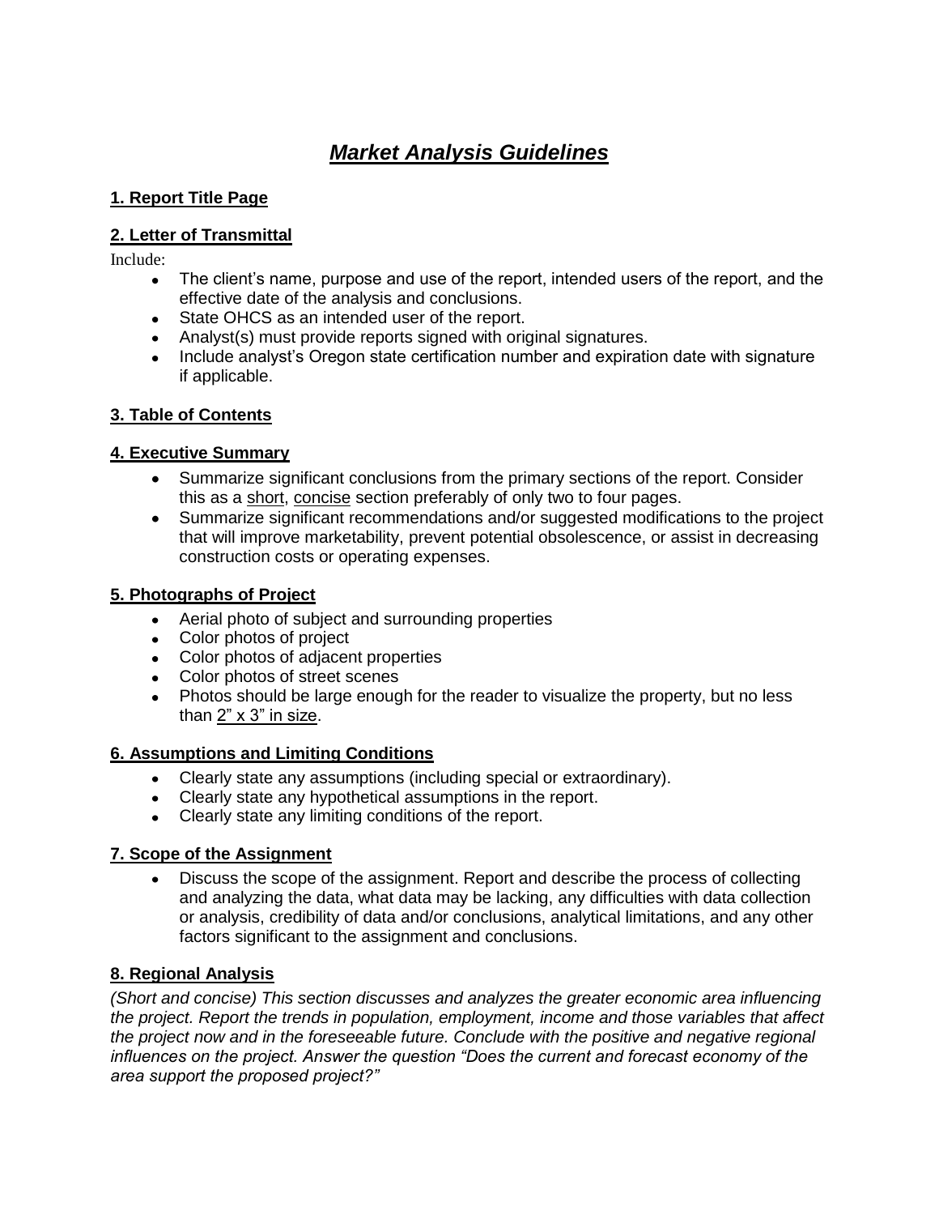# ***Market Analysis Guidelines***

## **1. Report Title Page**

## **2. Letter of Transmittal**

Include:

- The client's name, purpose and use of the report, intended users of the report, and the effective date of the analysis and conclusions.
- State OHCS as an intended user of the report.
- Analyst(s) must provide reports signed with original signatures.
- Include analyst's Oregon state certification number and expiration date with signature if applicable.

## **3. Table of Contents**

## **4. Executive Summary**

- Summarize significant conclusions from the primary sections of the report. Consider this as a short, concise section preferably of only two to four pages.
- Summarize significant recommendations and/or suggested modifications to the project that will improve marketability, prevent potential obsolescence, or assist in decreasing construction costs or operating expenses.

## **5. Photographs of Project**

- Aerial photo of subject and surrounding properties
- Color photos of project
- Color photos of adjacent properties
- Color photos of street scenes
- Photos should be large enough for the reader to visualize the property, but no less than 2" x 3" in size.

## **6. Assumptions and Limiting Conditions**

- Clearly state any assumptions (including special or extraordinary).
- Clearly state any hypothetical assumptions in the report.
- Clearly state any limiting conditions of the report.

## **7. Scope of the Assignment**

- Discuss the scope of the assignment. Report and describe the process of collecting and analyzing the data, what data may be lacking, any difficulties with data collection or analysis, credibility of data and/or conclusions, analytical limitations, and any other factors significant to the assignment and conclusions.

## **8. Regional Analysis**

*(Short and concise) This section discusses and analyzes the greater economic area influencing the project. Report the trends in population, employment, income and those variables that affect the project now and in the foreseeable future. Conclude with the positive and negative regional influences on the project. Answer the question "Does the current and forecast economy of the area support the proposed project?"*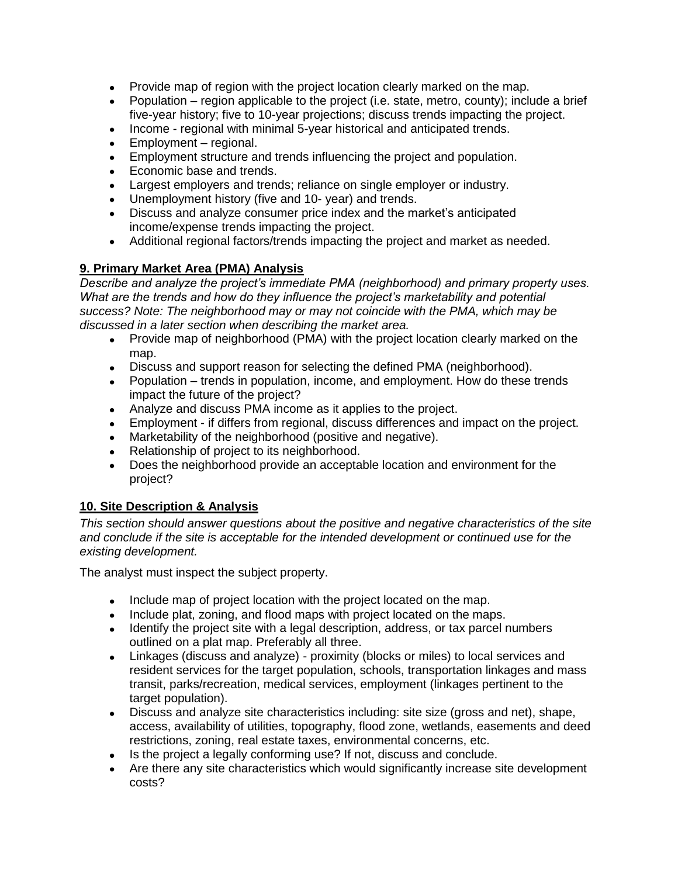- Provide map of region with the project location clearly marked on the map.
- Population – region applicable to the project (i.e. state, metro, county); include a brief five-year history; five to 10-year projections; discuss trends impacting the project.
- Income - regional with minimal 5-year historical and anticipated trends.
- Employment – regional.
- Employment structure and trends influencing the project and population.
- Economic base and trends.
- Largest employers and trends; reliance on single employer or industry.
- Unemployment history (five and 10- year) and trends.
- Discuss and analyze consumer price index and the market's anticipated income/expense trends impacting the project.
- Additional regional factors/trends impacting the project and market as needed.

## 9. Primary Market Area (PMA) Analysis

*Describe and analyze the project's immediate PMA (neighborhood) and primary property uses. What are the trends and how do they influence the project's marketability and potential success? Note: The neighborhood may or may not coincide with the PMA, which may be discussed in a later section when describing the market area.*

- Provide map of neighborhood (PMA) with the project location clearly marked on the map.
- Discuss and support reason for selecting the defined PMA (neighborhood).
- Population – trends in population, income, and employment. How do these trends impact the future of the project?
- Analyze and discuss PMA income as it applies to the project.
- Employment - if differs from regional, discuss differences and impact on the project.
- Marketability of the neighborhood (positive and negative).
- Relationship of project to its neighborhood.
- Does the neighborhood provide an acceptable location and environment for the project?

## 10. Site Description & Analysis

*This section should answer questions about the positive and negative characteristics of the site and conclude if the site is acceptable for the intended development or continued use for the existing development.*

The analyst must inspect the subject property.

- Include map of project location with the project located on the map.
- Include plat, zoning, and flood maps with project located on the maps.
- Identify the project site with a legal description, address, or tax parcel numbers outlined on a plat map. Preferably all three.
- Linkages (discuss and analyze) - proximity (blocks or miles) to local services and resident services for the target population, schools, transportation linkages and mass transit, parks/recreation, medical services, employment (linkages pertinent to the target population).
- Discuss and analyze site characteristics including: site size (gross and net), shape, access, availability of utilities, topography, flood zone, wetlands, easements and deed restrictions, zoning, real estate taxes, environmental concerns, etc.
- Is the project a legally conforming use? If not, discuss and conclude.
- Are there any site characteristics which would significantly increase site development costs?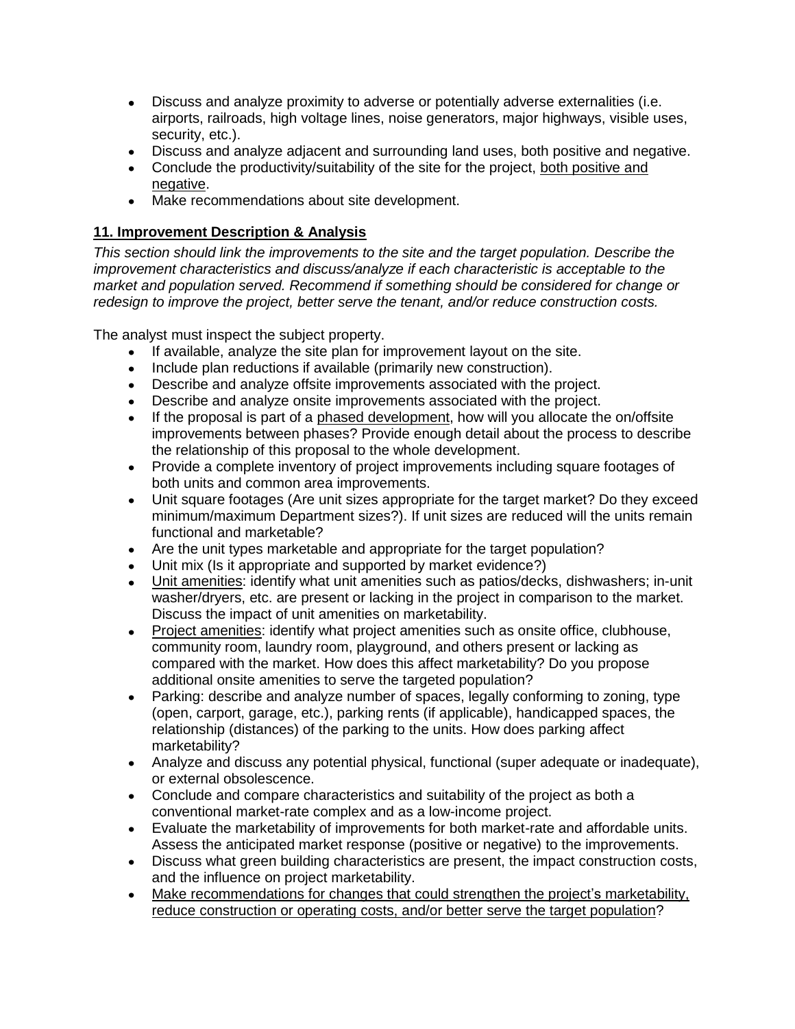- Discuss and analyze proximity to adverse or potentially adverse externalities (i.e. airports, railroads, high voltage lines, noise generators, major highways, visible uses, security, etc.).
- Discuss and analyze adjacent and surrounding land uses, both positive and negative.
- Conclude the productivity/suitability of the site for the project, <u>both positive and negative</u>.
- Make recommendations about site development.

## <u>11. Improvement Description & Analysis</u>

*This section should link the improvements to the site and the target population. Describe the improvement characteristics and discuss/analyze if each characteristic is acceptable to the market and population served. Recommend if something should be considered for change or redesign to improve the project, better serve the tenant, and/or reduce construction costs.*

The analyst must inspect the subject property.

- If available, analyze the site plan for improvement layout on the site.
- Include plan reductions if available (primarily new construction).
- Describe and analyze offsite improvements associated with the project.
- Describe and analyze onsite improvements associated with the project.
- If the proposal is part of a <u>phased development</u>, how will you allocate the on/offsite improvements between phases? Provide enough detail about the process to describe the relationship of this proposal to the whole development.
- Provide a complete inventory of project improvements including square footages of both units and common area improvements.
- Unit square footages (Are unit sizes appropriate for the target market? Do they exceed minimum/maximum Department sizes?). If unit sizes are reduced will the units remain functional and marketable?
- Are the unit types marketable and appropriate for the target population?
- Unit mix (Is it appropriate and supported by market evidence?)
- <u>Unit amenities</u>: identify what unit amenities such as patios/decks, dishwashers; in-unit washer/dryers, etc. are present or lacking in the project in comparison to the market. Discuss the impact of unit amenities on marketability.
- <u>Project amenities</u>: identify what project amenities such as onsite office, clubhouse, community room, laundry room, playground, and others present or lacking as compared with the market. How does this affect marketability? Do you propose additional onsite amenities to serve the targeted population?
- Parking: describe and analyze number of spaces, legally conforming to zoning, type (open, carport, garage, etc.), parking rents (if applicable), handicapped spaces, the relationship (distances) of the parking to the units. How does parking affect marketability?
- Analyze and discuss any potential physical, functional (super adequate or inadequate), or external obsolescence.
- Conclude and compare characteristics and suitability of the project as both a conventional market-rate complex and as a low-income project.
- Evaluate the marketability of improvements for both market-rate and affordable units. Assess the anticipated market response (positive or negative) to the improvements.
- Discuss what green building characteristics are present, the impact construction costs, and the influence on project marketability.
- <u>Make recommendations for changes that could strengthen the project's marketability, reduce construction or operating costs, and/or better serve the target population</u>?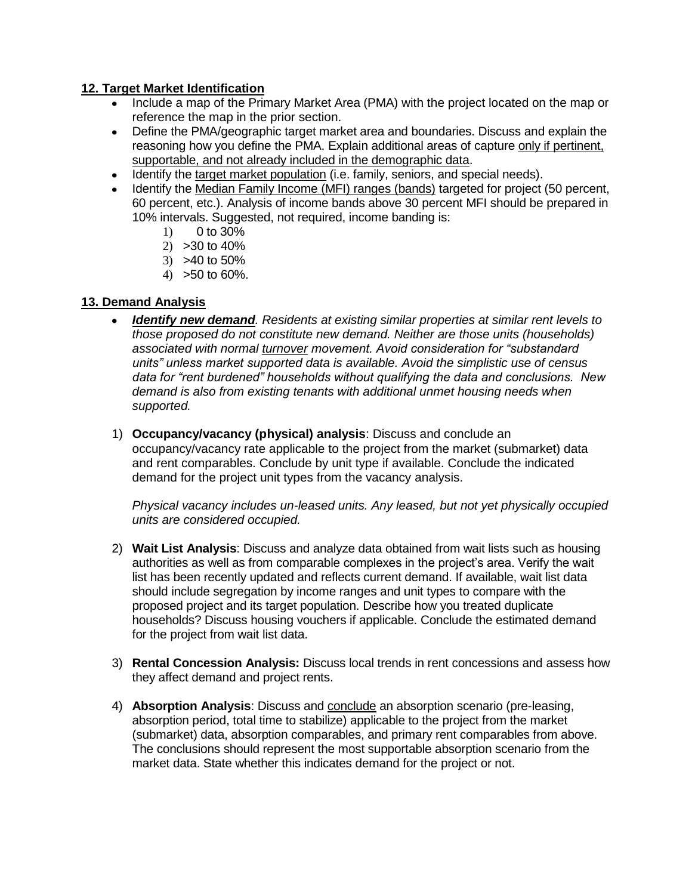## 12. Target Market Identification

- Include a map of the Primary Market Area (PMA) with the project located on the map or reference the map in the prior section.
- Define the PMA/geographic target market area and boundaries. Discuss and explain the reasoning how you define the PMA. Explain additional areas of capture only if pertinent, supportable, and not already included in the demographic data.
- Identify the target market population (i.e. family, seniors, and special needs).
- Identify the Median Family Income (MFI) ranges (bands) targeted for project (50 percent, 60 percent, etc.). Analysis of income bands above 30 percent MFI should be prepared in 10% intervals. Suggested, not required, income banding is:
    1) 0 to 30%
    2) >30 to 40%
    3) >40 to 50%
    4) >50 to 60%.

## 13. Demand Analysis

- ***Identify new demand****. Residents at existing similar properties at similar rent levels to those proposed do not constitute new demand. Neither are those units (households) associated with normal turnover movement. Avoid consideration for "substandard units" unless market supported data is available. Avoid the simplistic use of census data for "rent burdened" households without qualifying the data and conclusions. New demand is also from existing tenants with additional unmet housing needs when supported.*

1) **Occupancy/vacancy (physical) analysis**: Discuss and conclude an occupancy/vacancy rate applicable to the project from the market (submarket) data and rent comparables. Conclude by unit type if available. Conclude the indicated demand for the project unit types from the vacancy analysis.

    *Physical vacancy includes un-leased units. Any leased, but not yet physically occupied units are considered occupied.*

2) **Wait List Analysis**: Discuss and analyze data obtained from wait lists such as housing authorities as well as from comparable complexes in the project's area. Verify the wait list has been recently updated and reflects current demand. If available, wait list data should include segregation by income ranges and unit types to compare with the proposed project and its target population. Describe how you treated duplicate households? Discuss housing vouchers if applicable. Conclude the estimated demand for the project from wait list data.

3) **Rental Concession Analysis:** Discuss local trends in rent concessions and assess how they affect demand and project rents.

4) **Absorption Analysis**: Discuss and conclude an absorption scenario (pre-leasing, absorption period, total time to stabilize) applicable to the project from the market (submarket) data, absorption comparables, and primary rent comparables from above. The conclusions should represent the most supportable absorption scenario from the market data. State whether this indicates demand for the project or not.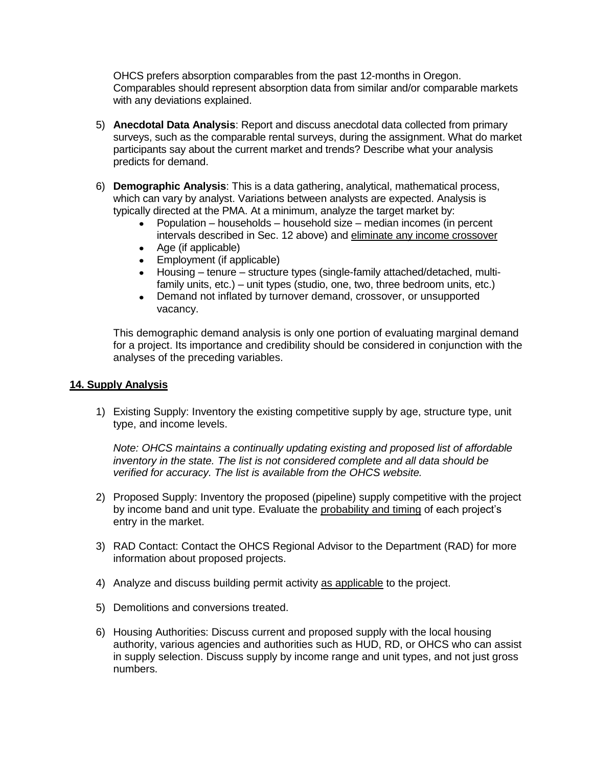OHCS prefers absorption comparables from the past 12-months in Oregon. Comparables should represent absorption data from similar and/or comparable markets with any deviations explained.

5) **Anecdotal Data Analysis**: Report and discuss anecdotal data collected from primary surveys, such as the comparable rental surveys, during the assignment. What do market participants say about the current market and trends? Describe what your analysis predicts for demand.

6) **Demographic Analysis**: This is a data gathering, analytical, mathematical process, which can vary by analyst. Variations between analysts are expected. Analysis is typically directed at the PMA. At a minimum, analyze the target market by:
   - Population – households – household size – median incomes (in percent intervals described in Sec. 12 above) and <u>eliminate any income crossover</u>
   - Age (if applicable)
   - Employment (if applicable)
   - Housing – tenure – structure types (single-family attached/detached, multi-family units, etc.) – unit types (studio, one, two, three bedroom units, etc.)
   - Demand not inflated by turnover demand, crossover, or unsupported vacancy.

   This demographic demand analysis is only one portion of evaluating marginal demand for a project. Its importance and credibility should be considered in conjunction with the analyses of the preceding variables.

## <u>14. Supply Analysis</u>

1) Existing Supply: Inventory the existing competitive supply by age, structure type, unit type, and income levels.

   *Note: OHCS maintains a continually updating existing and proposed list of affordable inventory in the state. The list is not considered complete and all data should be verified for accuracy. The list is available from the OHCS website.*

2) Proposed Supply: Inventory the proposed (pipeline) supply competitive with the project by income band and unit type. Evaluate the <u>probability and timing</u> of each project's entry in the market.

3) RAD Contact: Contact the OHCS Regional Advisor to the Department (RAD) for more information about proposed projects.

4) Analyze and discuss building permit activity <u>as applicable</u> to the project.

5) Demolitions and conversions treated.

6) Housing Authorities: Discuss current and proposed supply with the local housing authority, various agencies and authorities such as HUD, RD, or OHCS who can assist in supply selection. Discuss supply by income range and unit types, and not just gross numbers.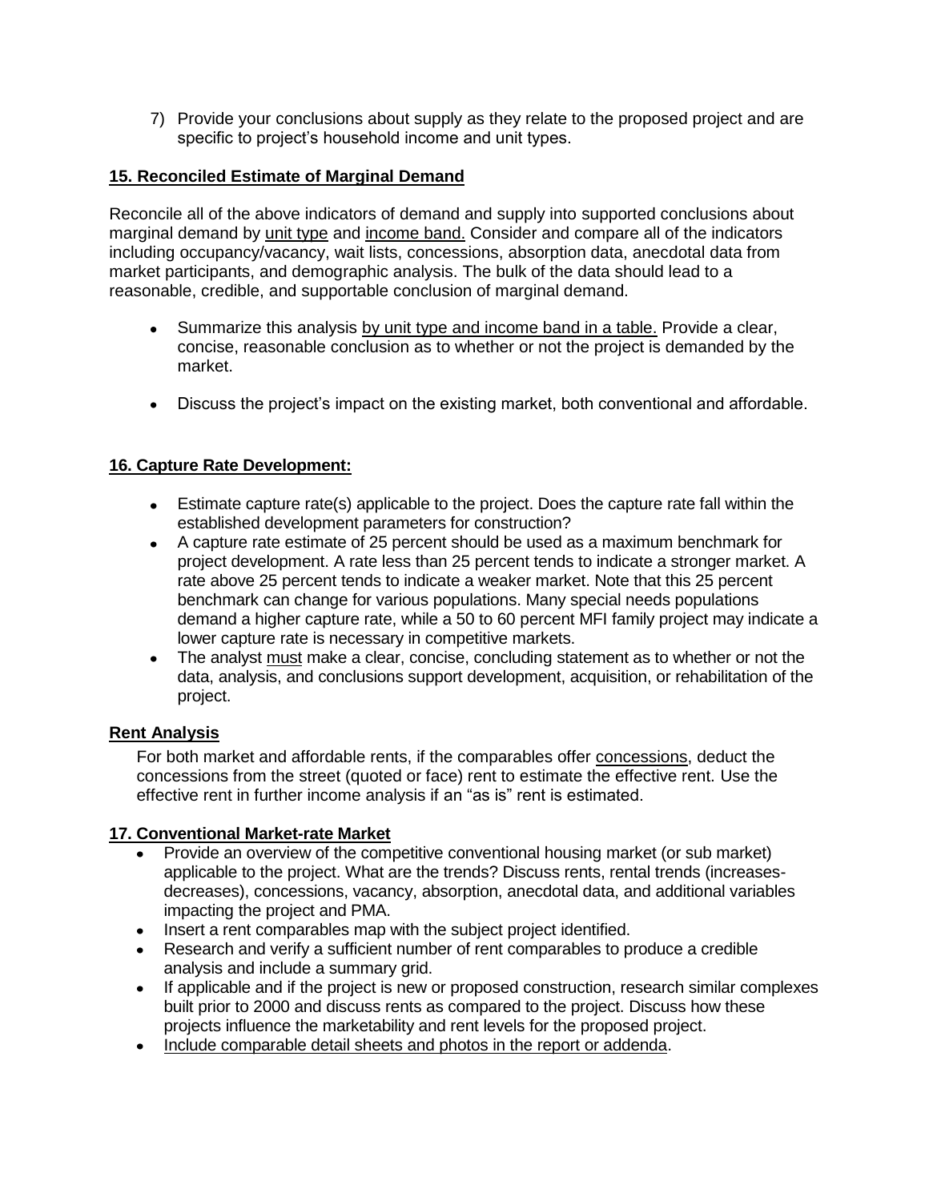7) Provide your conclusions about supply as they relate to the proposed project and are specific to project's household income and unit types.

## 15. Reconciled Estimate of Marginal Demand

Reconcile all of the above indicators of demand and supply into supported conclusions about marginal demand by unit type and income band. Consider and compare all of the indicators including occupancy/vacancy, wait lists, concessions, absorption data, anecdotal data from market participants, and demographic analysis. The bulk of the data should lead to a reasonable, credible, and supportable conclusion of marginal demand.

- Summarize this analysis by unit type and income band in a table. Provide a clear, concise, reasonable conclusion as to whether or not the project is demanded by the market.
- Discuss the project's impact on the existing market, both conventional and affordable.

## 16. Capture Rate Development:

- Estimate capture rate(s) applicable to the project. Does the capture rate fall within the established development parameters for construction?
- A capture rate estimate of 25 percent should be used as a maximum benchmark for project development. A rate less than 25 percent tends to indicate a stronger market. A rate above 25 percent tends to indicate a weaker market. Note that this 25 percent benchmark can change for various populations. Many special needs populations demand a higher capture rate, while a 50 to 60 percent MFI family project may indicate a lower capture rate is necessary in competitive markets.
- The analyst must make a clear, concise, concluding statement as to whether or not the data, analysis, and conclusions support development, acquisition, or rehabilitation of the project.

## Rent Analysis

For both market and affordable rents, if the comparables offer concessions, deduct the concessions from the street (quoted or face) rent to estimate the effective rent. Use the effective rent in further income analysis if an "as is" rent is estimated.

## 17. Conventional Market-rate Market

- Provide an overview of the competitive conventional housing market (or sub market) applicable to the project. What are the trends? Discuss rents, rental trends (increases-decreases), concessions, vacancy, absorption, anecdotal data, and additional variables impacting the project and PMA.
- Insert a rent comparables map with the subject project identified.
- Research and verify a sufficient number of rent comparables to produce a credible analysis and include a summary grid.
- If applicable and if the project is new or proposed construction, research similar complexes built prior to 2000 and discuss rents as compared to the project. Discuss how these projects influence the marketability and rent levels for the proposed project.
- Include comparable detail sheets and photos in the report or addenda.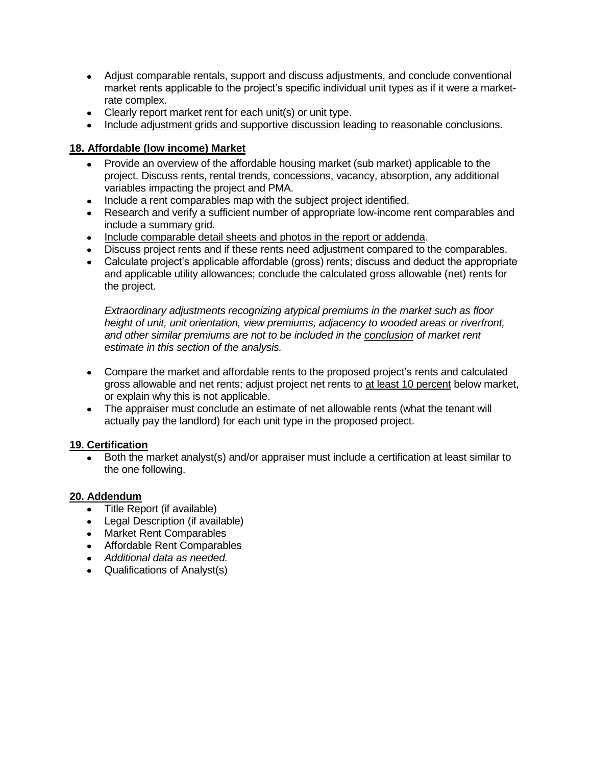- Adjust comparable rentals, support and discuss adjustments, and conclude conventional market rents applicable to the project's specific individual unit types as if it were a market-rate complex.
- Clearly report market rent for each unit(s) or unit type.
- Include adjustment grids and supportive discussion leading to reasonable conclusions.

## 18. Affordable (low income) Market

- Provide an overview of the affordable housing market (sub market) applicable to the project. Discuss rents, rental trends, concessions, vacancy, absorption, any additional variables impacting the project and PMA.
- Include a rent comparables map with the subject project identified.
- Research and verify a sufficient number of appropriate low-income rent comparables and include a summary grid.
- Include comparable detail sheets and photos in the report or addenda.
- Discuss project rents and if these rents need adjustment compared to the comparables.
- Calculate project's applicable affordable (gross) rents; discuss and deduct the appropriate and applicable utility allowances; conclude the calculated gross allowable (net) rents for the project.

  *Extraordinary adjustments recognizing atypical premiums in the market such as floor height of unit, unit orientation, view premiums, adjacency to wooded areas or riverfront, and other similar premiums are not to be included in the conclusion of market rent estimate in this section of the analysis.*

- Compare the market and affordable rents to the proposed project's rents and calculated gross allowable and net rents; adjust project net rents to at least 10 percent below market, or explain why this is not applicable.
- The appraiser must conclude an estimate of net allowable rents (what the tenant will actually pay the landlord) for each unit type in the proposed project.

## 19. Certification

- Both the market analyst(s) and/or appraiser must include a certification at least similar to the one following.

## 20. Addendum

- Title Report (if available)
- Legal Description (if available)
- Market Rent Comparables
- Affordable Rent Comparables
- *Additional data as needed.*
- Qualifications of Analyst(s)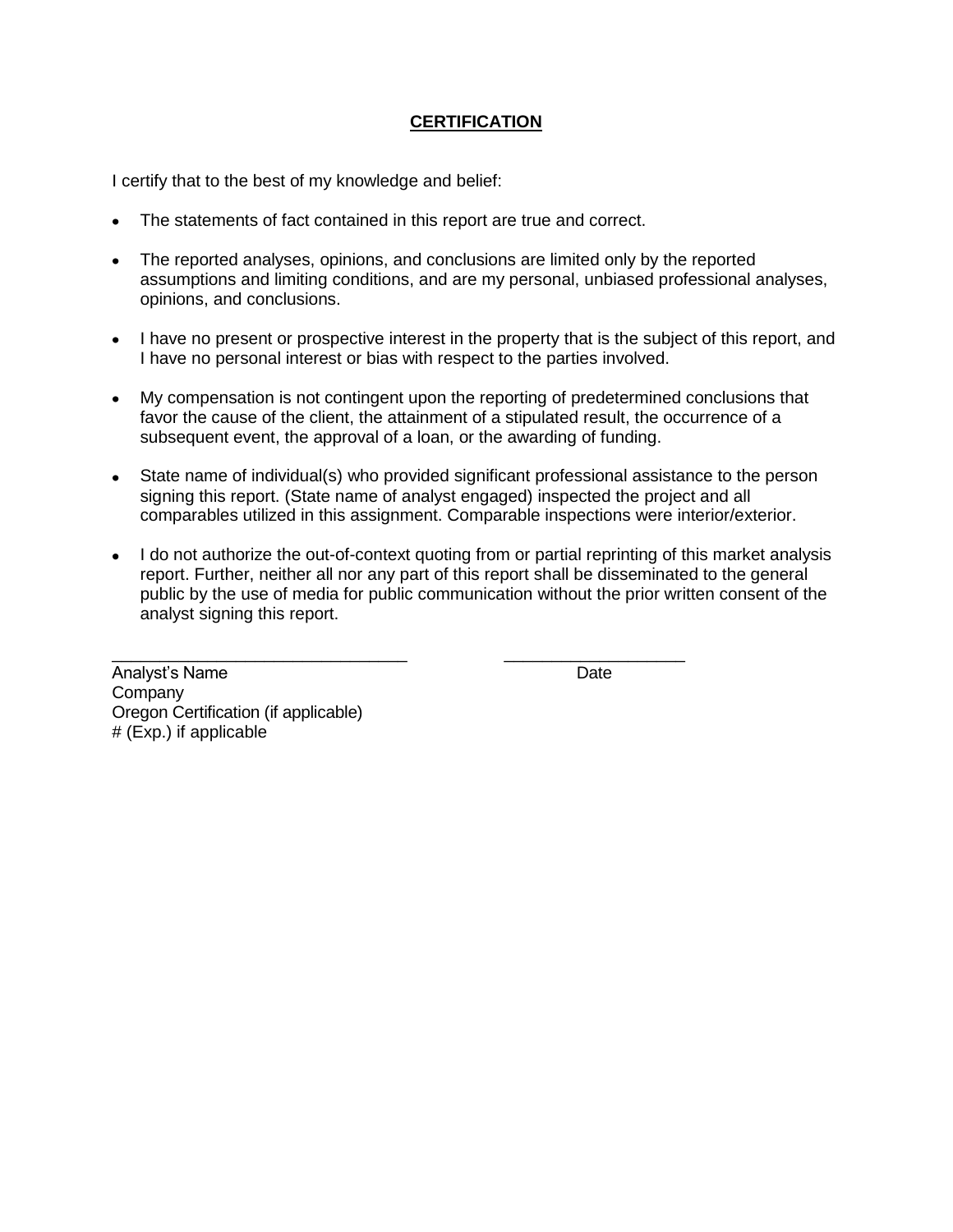## CERTIFICATION

I certify that to the best of my knowledge and belief:

- The statements of fact contained in this report are true and correct.
- The reported analyses, opinions, and conclusions are limited only by the reported assumptions and limiting conditions, and are my personal, unbiased professional analyses, opinions, and conclusions.
- I have no present or prospective interest in the property that is the subject of this report, and I have no personal interest or bias with respect to the parties involved.
- My compensation is not contingent upon the reporting of predetermined conclusions that favor the cause of the client, the attainment of a stipulated result, the occurrence of a subsequent event, the approval of a loan, or the awarding of funding.
- State name of individual(s) who provided significant professional assistance to the person signing this report. (State name of analyst engaged) inspected the project and all comparables utilized in this assignment. Comparable inspections were interior/exterior.
- I do not authorize the out-of-context quoting from or partial reprinting of this market analysis report. Further, neither all nor any part of this report shall be disseminated to the general public by the use of media for public communication without the prior written consent of the analyst signing this report.

________________________________ ____________________

Analyst's Name Date
Company
Oregon Certification (if applicable)
# (Exp.) if applicable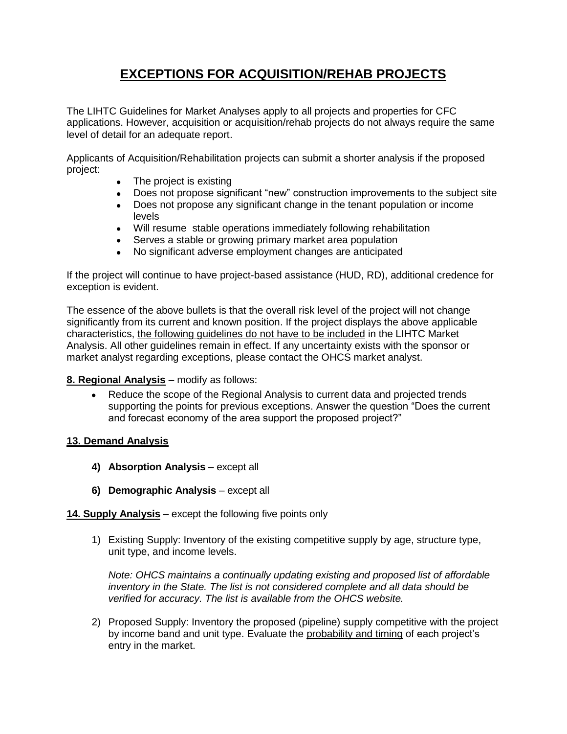# EXCEPTIONS FOR ACQUISITION/REHAB PROJECTS

The LIHTC Guidelines for Market Analyses apply to all projects and properties for CFC applications. However, acquisition or acquisition/rehab projects do not always require the same level of detail for an adequate report.

Applicants of Acquisition/Rehabilitation projects can submit a shorter analysis if the proposed project:

- The project is existing
- Does not propose significant "new" construction improvements to the subject site
- Does not propose any significant change in the tenant population or income levels
- Will resume stable operations immediately following rehabilitation
- Serves a stable or growing primary market area population
- No significant adverse employment changes are anticipated

If the project will continue to have project-based assistance (HUD, RD), additional credence for exception is evident.

The essence of the above bullets is that the overall risk level of the project will not change significantly from its current and known position. If the project displays the above applicable characteristics, <u>the following guidelines do not have to be included</u> in the LIHTC Market Analysis. All other guidelines remain in effect. If any uncertainty exists with the sponsor or market analyst regarding exceptions, please contact the OHCS market analyst.

**<u>8. Regional Analysis</u>** – modify as follows:

- Reduce the scope of the Regional Analysis to current data and projected trends supporting the points for previous exceptions. Answer the question "Does the current and forecast economy of the area support the proposed project?"

**<u>13. Demand Analysis</u>**

**4) Absorption Analysis** – except all

**6) Demographic Analysis** – except all

**<u>14. Supply Analysis</u>** – except the following five points only

1) Existing Supply: Inventory of the existing competitive supply by age, structure type, unit type, and income levels.

   *Note: OHCS maintains a continually updating existing and proposed list of affordable inventory in the State. The list is not considered complete and all data should be verified for accuracy. The list is available from the OHCS website.*

2) Proposed Supply: Inventory the proposed (pipeline) supply competitive with the project by income band and unit type. Evaluate the <u>probability and timing</u> of each project's entry in the market.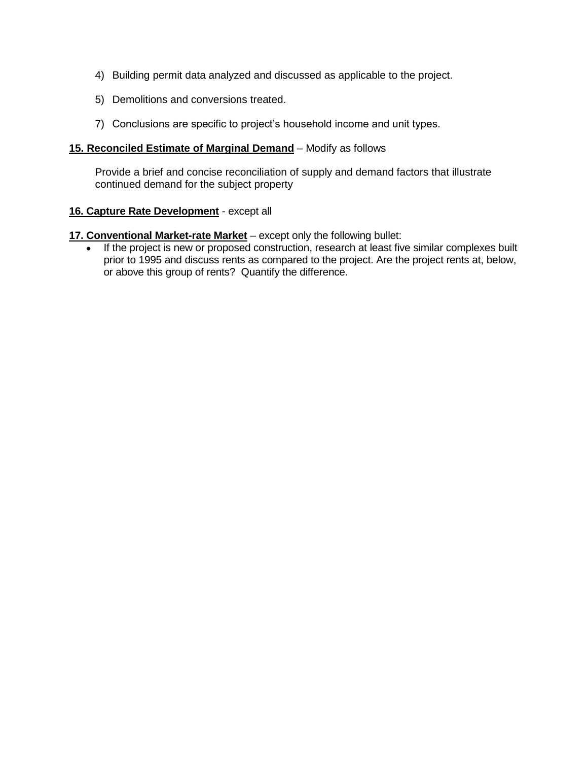4) Building permit data analyzed and discussed as applicable to the project.

5) Demolitions and conversions treated.

7) Conclusions are specific to project's household income and unit types.

**15. Reconciled Estimate of Marginal Demand** – Modify as follows

Provide a brief and concise reconciliation of supply and demand factors that illustrate continued demand for the subject property

**16. Capture Rate Development** - except all

**17. Conventional Market-rate Market** – except only the following bullet:

- If the project is new or proposed construction, research at least five similar complexes built prior to 1995 and discuss rents as compared to the project. Are the project rents at, below, or above this group of rents? Quantify the difference.